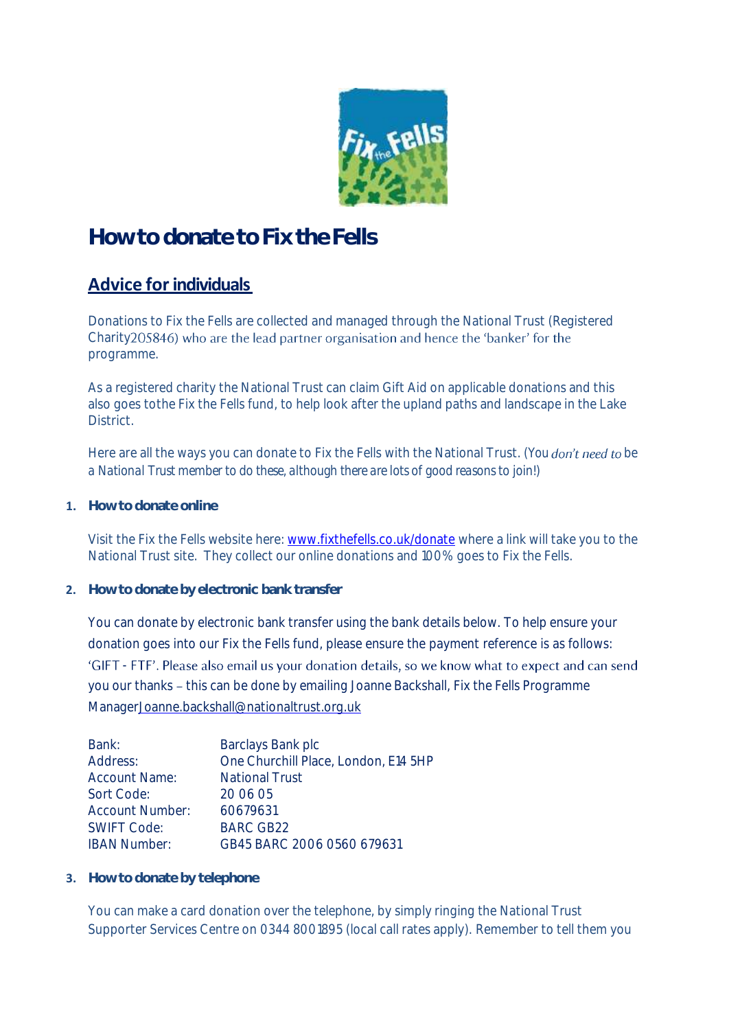# How to donate to Fix the Fells

## Advice for individuals

Donations to Fix the Fells are collected and managed through the National Trust (Registered Charity205846) who are the lead partner organisation and hence the 'banker' for the programme.

As a registered charity the National Trust can claim Gift Aid on applicable donations and this also goes tothe Fix the Fells fund, to help look after the upland paths and landscape in the Lake District.

Here are all the ways you can donate to Fix the Fells with the National Trust. (You *don't need to* be a National Trust member to do these, although there are lots of good reasons to join!)

### 1. How to donate online

Visit the Fix the Fells website here: [www.fixthefells.co.uk/donate](www.fixthefells.co.uk/donate) where a link will take you to the National Trust site. They collect our online donations and 100% goes to Fix the Fells.

### 2. How to donate by electronic bank transfer

You can donate by electronic bank transfer using the bank details below. To help ensure your donation goes into our Fix the Fells fund, please ensure the payment reference is as follows: 'GIFT - FTF'. Please also email us your donation details, so we know what to expect and can send you our thanks – this can be done by emailing Joanne Backshall, Fix the Fells Programme Manager[Joanne.backshall@nationaltrust.org.uk](mailto:Joanne.backshall@nationaltrust.org.uk)

| | |
|---|---|
| Bank: | Barclays Bank plc |
| Address: | One Churchill Place, London, E14 5HP |
| Account Name: | National Trust |
| Sort Code: | 20 06 05 |
| Account Number: | 60679631 |
| SWIFT Code: | BARC GB22 |
| IBAN Number: | GB45 BARC 2006 0560 679631 |

### 3. How to donate by telephone

You can make a card donation over the telephone, by simply ringing the National Trust Supporter Services Centre on 0344 800 1895 (local call rates apply). Remember to tell them you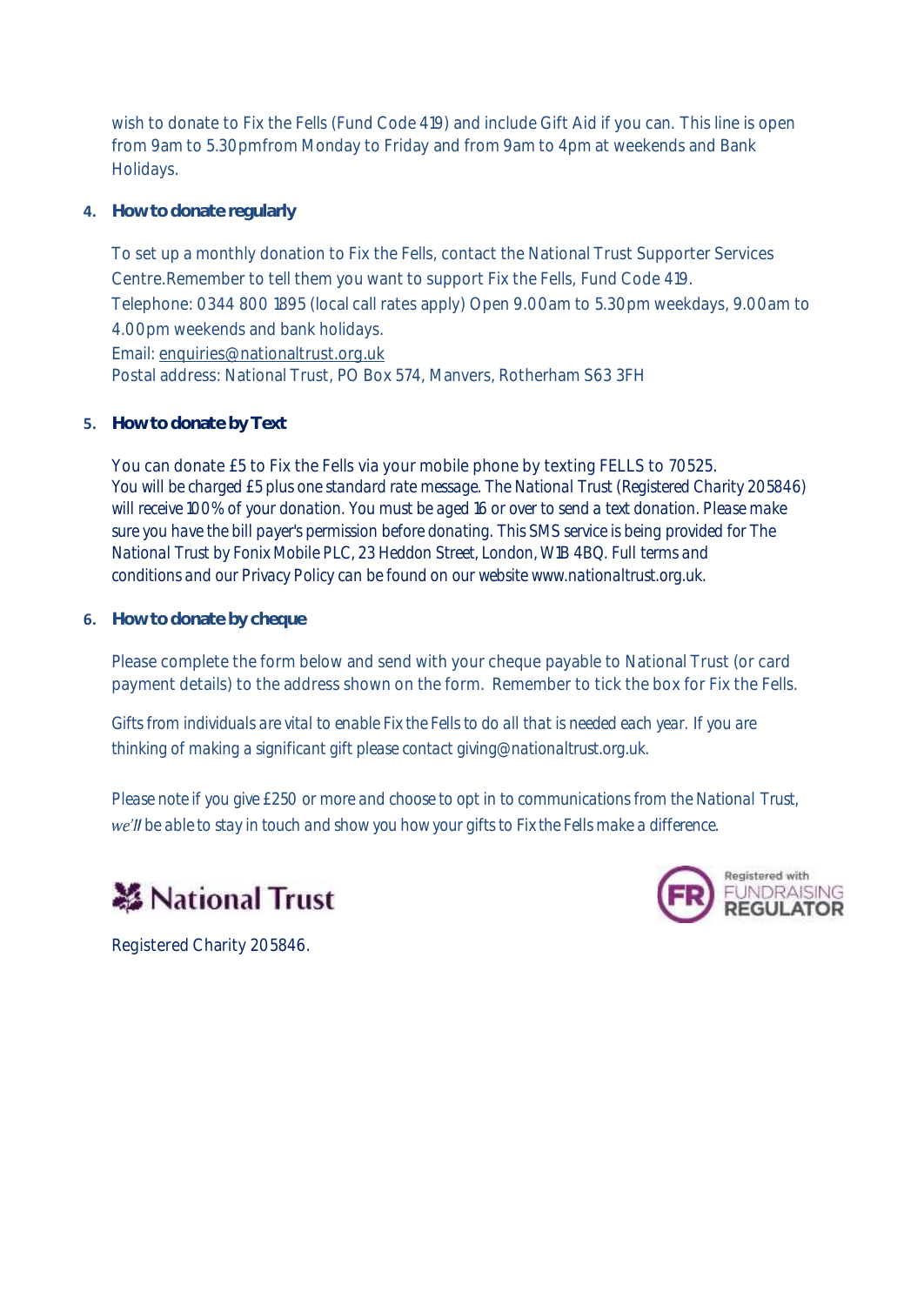wish to donate to Fix the Fells (Fund Code 419) and include Gift Aid if you can. This line is open from 9am to 5.30pmfrom Monday to Friday and from 9am to 4pm at weekends and Bank Holidays.

4. **How to donate regularly**

To set up a monthly donation to Fix the Fells, contact the National Trust Supporter Services Centre.Remember to tell them you want to support Fix the Fells, Fund Code 419.
Telephone: 0344 800 1895 (local call rates apply) Open 9.00am to 5.30pm weekdays, 9.00am to 4.00pm weekends and bank holidays.
Email: enquiries@nationaltrust.org.uk
Postal address: National Trust, PO Box 574, Manvers, Rotherham S63 3FH

5. **How to donate by Text**

You can donate £5 to Fix the Fells via your mobile phone by texting FELLS to 70525.
You will be charged £5 plus one standard rate message. The National Trust (Registered Charity 205846) will receive 100% of your donation. You must be aged 16 or over to send a text donation. Please make sure you have the bill payer's permission before donating. This SMS service is being provided for The National Trust by Fonix Mobile PLC, 23 Heddon Street, London, W1B 4BQ. Full terms and conditions and our Privacy Policy can be found on our website www.nationaltrust.org.uk.

6. **How to donate by cheque**

Please complete the form below and send with your cheque payable to National Trust (or card payment details) to the address shown on the form. Remember to tick the box for Fix the Fells.

Gifts from individuals are vital to enable Fix the Fells to do all that is needed each year. If you are thinking of making a significant gift please contact giving@nationaltrust.org.uk.

Please note if you give £250 or more and choose to opt in to communications from the National Trust, we'll be able to stay in touch and show you how your gifts to Fix the Fells make a difference.

National Trust

Registered with FUNDRAISING REGULATOR

Registered Charity 205846.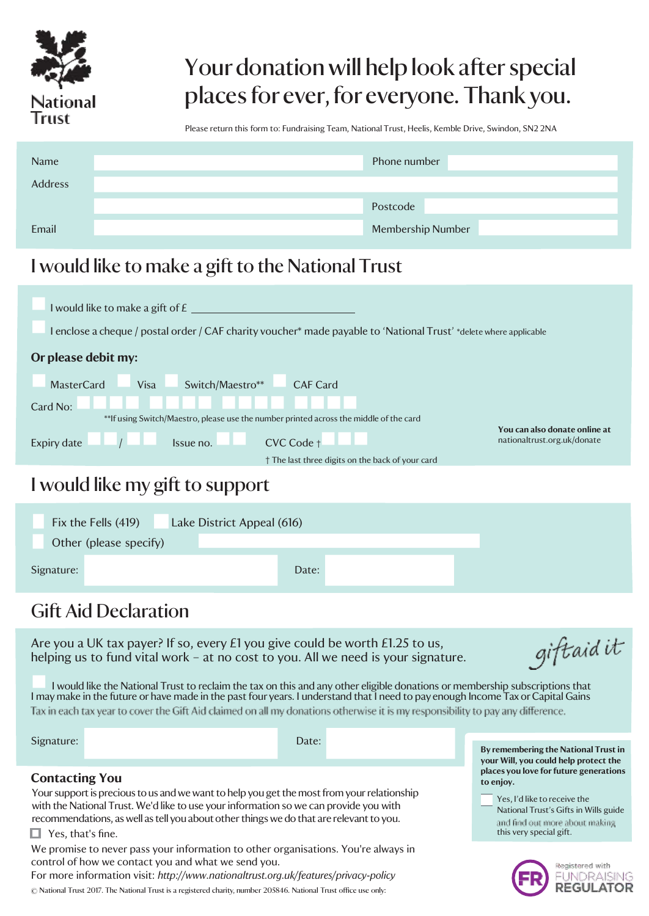National Trust

# Your donation will help look after special places for ever, for everyone. Thank you.

Please return this form to: Fundraising Team, National Trust, Heelis, Kemble Drive, Swindon, SN2 2NA

Name

Phone number

Address

Postcode

Email

Membership Number

## I would like to make a gift to the National Trust

☐ I would like to make a gift of £ ____________________

☐ I enclose a cheque / postal order / CAF charity voucher* made payable to 'National Trust' *delete where applicable

**Or please debit my:**

☐ MasterCard ☐ Visa ☐ Switch/Maestro** ☐ CAF Card

Card No:

**If using Switch/Maestro, please use the number printed across the middle of the card

Expiry date / Issue no. CVC Code †

† The last three digits on the back of your card

**You can also donate online at** nationaltrust.org.uk/donate

## I would like my gift to support

☐ Fix the Fells (419) ☐ Lake District Appeal (616)

☐ Other (please specify)

Signature: Date:

## Gift Aid Declaration

Are you a UK tax payer? If so, every £1 you give could be worth £1.25 to us, helping us to fund vital work – at no cost to you. All we need is your signature.

giftaid it

☐ I would like the National Trust to reclaim the tax on this and any other eligible donations or membership subscriptions that I may make in the future or have made in the past four years. I understand that I need to pay enough Income Tax or Capital Gains Tax in each tax year to cover the Gift Aid claimed on all my donations otherwise it is my responsibility to pay any difference.

Signature: Date:

**By remembering the National Trust in your Will, you could help protect the places you love for future generations to enjoy.**

☐ Yes, I'd like to receive the National Trust's Gifts in Wills guide and find out more about making this very special gift.

### Contacting You

Your support is precious to us and we want to help you get the most from your relationship with the National Trust. We'd like to use your information so we can provide you with recommendations, as well as tell you about other things we do that are relevant to you.

☐ Yes, that's fine.

We promise to never pass your information to other organisations. You're always in control of how we contact you and what we send you.

For more information visit: *http://www.nationaltrust.org.uk/features/privacy-policy*

© National Trust 2017. The National Trust is a registered charity, number 205846. National Trust office use only:

Registered with FUNDRAISING REGULATOR